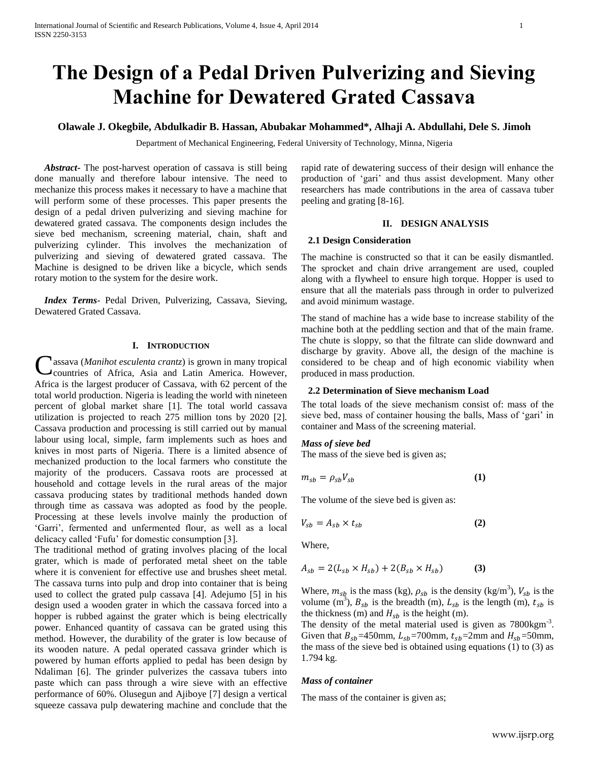# The Design of a Pedal Driven Pulverizing and Sieving Machine for Dewatered Grated Cassava

**Olawale J. Okegbile, Abdulkadir B. Hassan, Abubakar Mohammed\*, Alhaji A. Abdullahi, Dele S. Jimoh**

Department of Mechanical Engineering, Federal University of Technology, Minna, Nigeria

***Abstract***- The post-harvest operation of cassava is still being done manually and therefore labour intensive. The need to mechanize this process makes it necessary to have a machine that will perform some of these processes. This paper presents the design of a pedal driven pulverizing and sieving machine for dewatered grated cassava. The components design includes the sieve bed mechanism, screening material, chain, shaft and pulverizing cylinder. This involves the mechanization of pulverizing and sieving of dewatered grated cassava. The Machine is designed to be driven like a bicycle, which sends rotary motion to the system for the desire work.

***Index Terms***- Pedal Driven, Pulverizing, Cassava, Sieving, Dewatered Grated Cassava.

## I. Introduction

Cassava (*Manihot esculenta crantz*) is grown in many tropical countries of Africa, Asia and Latin America. However, Africa is the largest producer of Cassava, with 62 percent of the total world production. Nigeria is leading the world with nineteen percent of global market share [1]. The total world cassava utilization is projected to reach 275 million tons by 2020 [2]. Cassava production and processing is still carried out by manual labour using local, simple, farm implements such as hoes and knives in most parts of Nigeria. There is a limited absence of mechanized production to the local farmers who constitute the majority of the producers. Cassava roots are processed at household and cottage levels in the rural areas of the major cassava producing states by traditional methods handed down through time as cassava was adopted as food by the people. Processing at these levels involve mainly the production of 'Garri', fermented and unfermented flour, as well as a local delicacy called 'Fufu' for domestic consumption [3].

The traditional method of grating involves placing of the local grater, which is made of perforated metal sheet on the table where it is convenient for effective use and brushes sheet metal. The cassava turns into pulp and drop into container that is being used to collect the grated pulp cassava [4]. Adejumo [5] in his design used a wooden grater in which the cassava forced into a hopper is rubbed against the grater which is being electrically power. Enhanced quantity of cassava can be grated using this method. However, the durability of the grater is low because of its wooden nature. A pedal operated cassava grinder which is powered by human efforts applied to pedal has been design by Ndaliman [6]. The grinder pulverizes the cassava tubers into paste which can pass through a wire sieve with an effective performance of 60%. Olusegun and Ajiboye [7] design a vertical squeeze cassava pulp dewatering machine and conclude that the rapid rate of dewatering success of their design will enhance the production of 'gari' and thus assist development. Many other researchers has made contributions in the area of cassava tuber peeling and grating [8-16].

## II. Design Analysis

### 2.1 Design Consideration

The machine is constructed so that it can be easily dismantled. The sprocket and chain drive arrangement are used, coupled along with a flywheel to ensure high torque. Hopper is used to ensure that all the materials pass through in order to pulverized and avoid minimum wastage.

The stand of machine has a wide base to increase stability of the machine both at the peddling section and that of the main frame. The chute is sloppy, so that the filtrate can slide downward and discharge by gravity. Above all, the design of the machine is considered to be cheap and of high economic viability when produced in mass production.

### 2.2 Determination of Sieve mechanism Load

The total loads of the sieve mechanism consist of: mass of the sieve bed, mass of container housing the balls, Mass of 'gari' in container and Mass of the screening material.

***Mass of sieve bed***

The mass of the sieve bed is given as;

$$m_{sb} = \rho_{sb} V_{sb} \qquad \textbf{(1)}$$

The volume of the sieve bed is given as:

$$V_{sb} = A_{sb} \times t_{sb} \qquad \textbf{(2)}$$

Where,

$$A_{sb} = 2(L_{sb} \times H_{sb}) + 2(B_{sb} \times H_{sb}) \qquad \textbf{(3)}$$

Where, $m_{sb}$ is the mass (kg), $\rho_{sb}$ is the density (kg/m$^3$), $V_{sb}$ is the volume (m$^3$), $B_{sb}$ is the breadth (m), $L_{sb}$ is the length (m), $t_{sb}$ is the thickness (m) and $H_{sb}$ is the height (m).

The density of the metal material used is given as 7800kgm$^{-3}$. Given that $B_{sb}$=450mm, $L_{sb}$=700mm, $t_{sb}$=2mm and $H_{sb}$=50mm, the mass of the sieve bed is obtained using equations (1) to (3) as 1.794 kg.

***Mass of container***

The mass of the container is given as;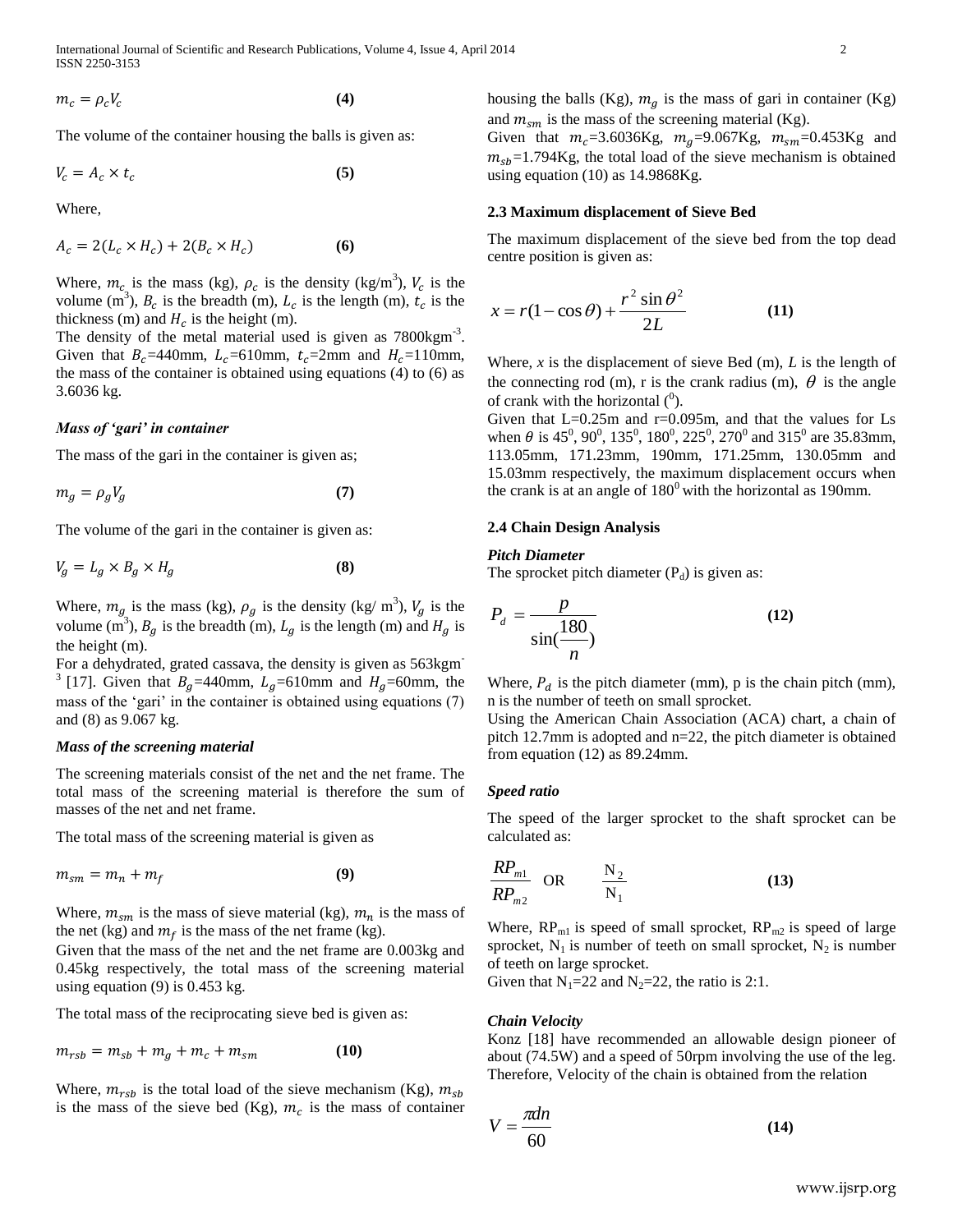$$m_c = \rho_c V_c \qquad \textbf{(4)}$$

The volume of the container housing the balls is given as:

$$V_c = A_c \times t_c \qquad \textbf{(5)}$$

Where,

$$A_c = 2(L_c \times H_c) + 2(B_c \times H_c) \qquad \textbf{(6)}$$

Where, $m_c$ is the mass (kg), $\rho_c$ is the density (kg/m$^3$), $V_c$ is the volume (m$^3$), $B_c$ is the breadth (m), $L_c$ is the length (m), $t_c$ is the thickness (m) and $H_c$ is the height (m).

The density of the metal material used is given as 7800kgm$^{-3}$. Given that $B_c$=440mm, $L_c$=610mm, $t_c$=2mm and $H_c$=110mm, the mass of the container is obtained using equations (4) to (6) as 3.6036 kg.

***Mass of 'gari' in container***

The mass of the gari in the container is given as;

$$m_g = \rho_g V_g \qquad \textbf{(7)}$$

The volume of the gari in the container is given as:

$$V_g = L_g \times B_g \times H_g \qquad \textbf{(8)}$$

Where, $m_g$ is the mass (kg), $\rho_g$ is the density (kg/ m$^3$), $V_g$ is the volume (m$^3$), $B_g$ is the breadth (m), $L_g$ is the length (m) and $H_g$ is the height (m).

For a dehydrated, grated cassava, the density is given as 563kgm$^{-3}$ [17]. Given that $B_g$=440mm, $L_g$=610mm and $H_g$=60mm, the mass of the 'gari' in the container is obtained using equations (7) and (8) as 9.067 kg.

***Mass of the screening material***

The screening materials consist of the net and the net frame. The total mass of the screening material is therefore the sum of masses of the net and net frame.

The total mass of the screening material is given as

$$m_{sm} = m_n + m_f \qquad \textbf{(9)}$$

Where, $m_{sm}$ is the mass of sieve material (kg), $m_n$ is the mass of the net (kg) and $m_f$ is the mass of the net frame (kg).

Given that the mass of the net and the net frame are 0.003kg and 0.45kg respectively, the total mass of the screening material using equation (9) is 0.453 kg.

The total mass of the reciprocating sieve bed is given as:

$$m_{rsb} = m_{sb} + m_g + m_c + m_{sm} \qquad \textbf{(10)}$$

Where, $m_{rsb}$ is the total load of the sieve mechanism (Kg), $m_{sb}$ is the mass of the sieve bed (Kg), $m_c$ is the mass of container housing the balls (Kg), $m_g$ is the mass of gari in container (Kg) and $m_{sm}$ is the mass of the screening material (Kg).

Given that $m_c$=3.6036Kg, $m_g$=9.067Kg, $m_{sm}$=0.453Kg and $m_{sb}$=1.794Kg, the total load of the sieve mechanism is obtained using equation (10) as 14.9868Kg.

### 2.3 Maximum displacement of Sieve Bed

The maximum displacement of the sieve bed from the top dead centre position is given as:

$$x = r(1-\cos\theta) + \frac{r^2 \sin\theta^2}{2L} \qquad \textbf{(11)}$$

Where, *x* is the displacement of sieve Bed (m), *L* is the length of the connecting rod (m), r is the crank radius (m), $\theta$ is the angle of crank with the horizontal ($^0$).

Given that L=0.25m and r=0.095m, and that the values for Ls when $\theta$ is 45$^0$, 90$^0$, 135$^0$, 180$^0$, 225$^0$, 270$^0$ and 315$^0$ are 35.83mm, 113.05mm, 171.23mm, 190mm, 171.25mm, 130.05mm and 15.03mm respectively, the maximum displacement occurs when the crank is at an angle of 180$^0$ with the horizontal as 190mm.

### 2.4 Chain Design Analysis

***Pitch Diameter***

The sprocket pitch diameter ($P_d$) is given as:

$$P_d = \frac{p}{\sin(\frac{180}{n})} \qquad \textbf{(12)}$$

Where, $P_d$ is the pitch diameter (mm), p is the chain pitch (mm), n is the number of teeth on small sprocket.

Using the American Chain Association (ACA) chart, a chain of pitch 12.7mm is adopted and n=22, the pitch diameter is obtained from equation (12) as 89.24mm.

***Speed ratio***

The speed of the larger sprocket to the shaft sprocket can be calculated as:

$$\frac{RP_{m1}}{RP_{m2}} \quad \text{OR} \quad \frac{N_2}{N_1} \qquad \textbf{(13)}$$

Where, $RP_{m1}$ is speed of small sprocket, $RP_{m2}$ is speed of large sprocket, $N_1$ is number of teeth on small sprocket, $N_2$ is number of teeth on large sprocket.

Given that $N_1$=22 and $N_2$=22, the ratio is 2:1.

***Chain Velocity***

Konz [18] have recommended an allowable design pioneer of about (74.5W) and a speed of 50rpm involving the use of the leg. Therefore, Velocity of the chain is obtained from the relation

$$V = \frac{\pi dn}{60} \qquad \textbf{(14)}$$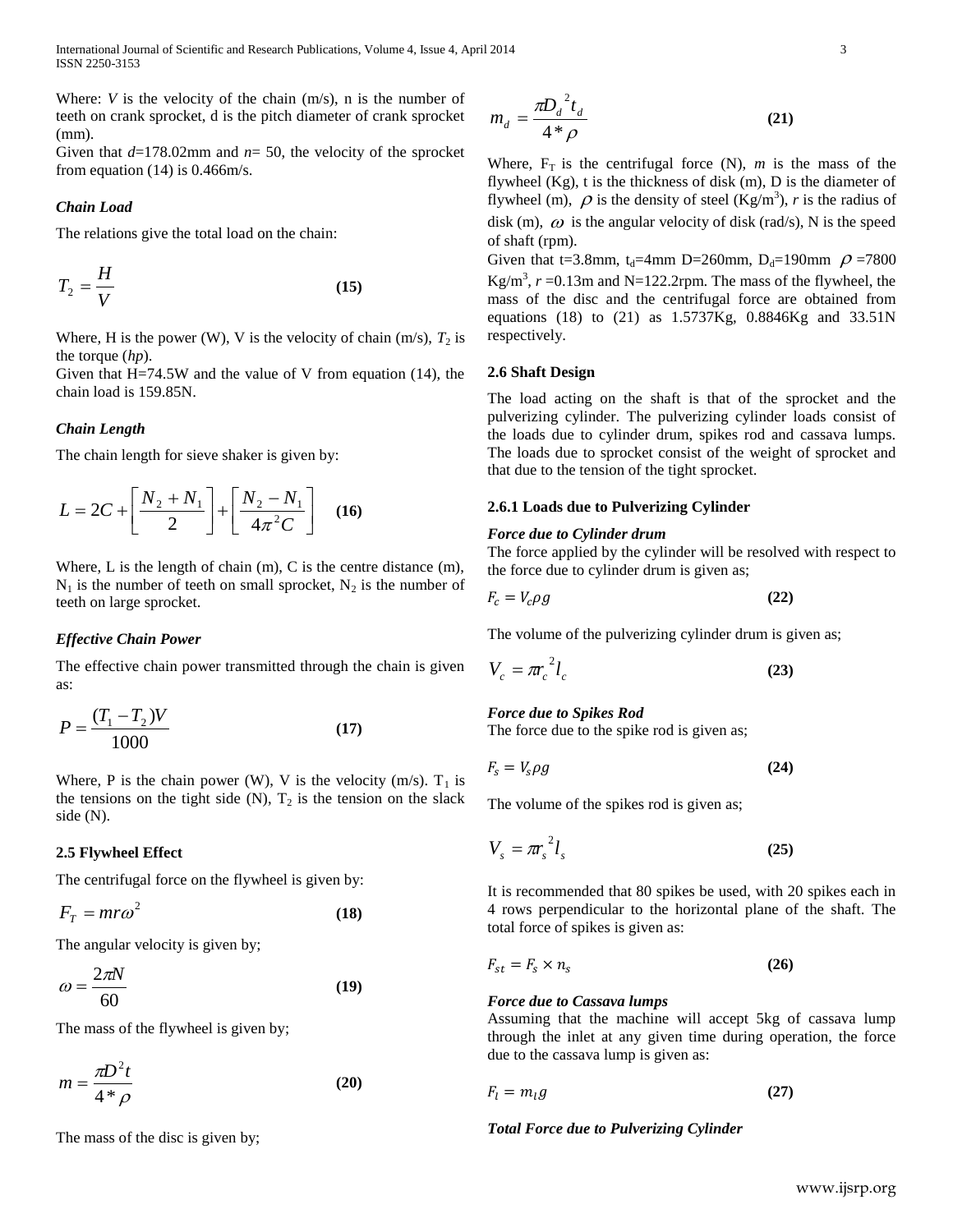Where: $V$ is the velocity of the chain (m/s), n is the number of teeth on crank sprocket, d is the pitch diameter of crank sprocket (mm).

Given that $d$=178.02mm and $n$= 50, the velocity of the sprocket from equation (14) is 0.466m/s.

### *Chain Load*

The relations give the total load on the chain:

$$T_2 = \frac{H}{V} \qquad \textbf{(15)}$$

Where, H is the power (W), V is the velocity of chain (m/s), $T_2$ is the torque (*hp*).

Given that H=74.5W and the value of V from equation (14), the chain load is 159.85N.

### *Chain Length*

The chain length for sieve shaker is given by:

$$L = 2C + \left[\frac{N_2 + N_1}{2}\right] + \left[\frac{N_2 - N_1}{4\pi^2 C}\right] \qquad \textbf{(16)}$$

Where, L is the length of chain (m), C is the centre distance (m), $N_1$ is the number of teeth on small sprocket, $N_2$ is the number of teeth on large sprocket.

### *Effective Chain Power*

The effective chain power transmitted through the chain is given as:

$$P = \frac{(T_1 - T_2)V}{1000} \qquad \textbf{(17)}$$

Where, P is the chain power (W), V is the velocity (m/s). $T_1$ is the tensions on the tight side (N), $T_2$ is the tension on the slack side (N).

## 2.5 Flywheel Effect

The centrifugal force on the flywheel is given by:

$$F_T = mr\omega^2 \qquad \textbf{(18)}$$

The angular velocity is given by;

$$\omega = \frac{2\pi N}{60} \qquad \textbf{(19)}$$

The mass of the flywheel is given by;

$$m = \frac{\pi D^2 t}{4 * \rho} \qquad \textbf{(20)}$$

The mass of the disc is given by;

$$m_d = \frac{\pi D_d{}^2 t_d}{4 * \rho} \qquad \textbf{(21)}$$

Where, $F_T$ is the centrifugal force (N), $m$ is the mass of the flywheel (Kg), t is the thickness of disk (m), D is the diameter of flywheel (m), $\rho$ is the density of steel (Kg/m$^3$), $r$ is the radius of disk (m), $\omega$ is the angular velocity of disk (rad/s), N is the speed of shaft (rpm).

Given that t=3.8mm, $t_d$=4mm D=260mm, $D_d$=190mm $\rho$ =7800 Kg/m$^3$, $r$ =0.13m and N=122.2rpm. The mass of the flywheel, the mass of the disc and the centrifugal force are obtained from equations (18) to (21) as 1.5737Kg, 0.8846Kg and 33.51N respectively.

## 2.6 Shaft Design

The load acting on the shaft is that of the sprocket and the pulverizing cylinder. The pulverizing cylinder loads consist of the loads due to cylinder drum, spikes rod and cassava lumps. The loads due to sprocket consist of the weight of sprocket and that due to the tension of the tight sprocket.

### 2.6.1 Loads due to Pulverizing Cylinder

#### *Force due to Cylinder drum*

The force applied by the cylinder will be resolved with respect to the force due to cylinder drum is given as;

$$F_c = V_c \rho g \qquad \textbf{(22)}$$

The volume of the pulverizing cylinder drum is given as;

$$V_c = \pi r_c{}^2 l_c \qquad \textbf{(23)}$$

#### *Force due to Spikes Rod*

The force due to the spike rod is given as;

$$F_s = V_s \rho g \qquad \textbf{(24)}$$

The volume of the spikes rod is given as;

$$V_s = \pi r_s{}^2 l_s \qquad \textbf{(25)}$$

It is recommended that 80 spikes be used, with 20 spikes each in 4 rows perpendicular to the horizontal plane of the shaft. The total force of spikes is given as:

$$F_{st} = F_s \times n_s \qquad \textbf{(26)}$$

#### *Force due to Cassava lumps*

Assuming that the machine will accept 5kg of cassava lump through the inlet at any given time during operation, the force due to the cassava lump is given as:

$$F_l = m_l g \qquad \textbf{(27)}$$

#### *Total Force due to Pulverizing Cylinder*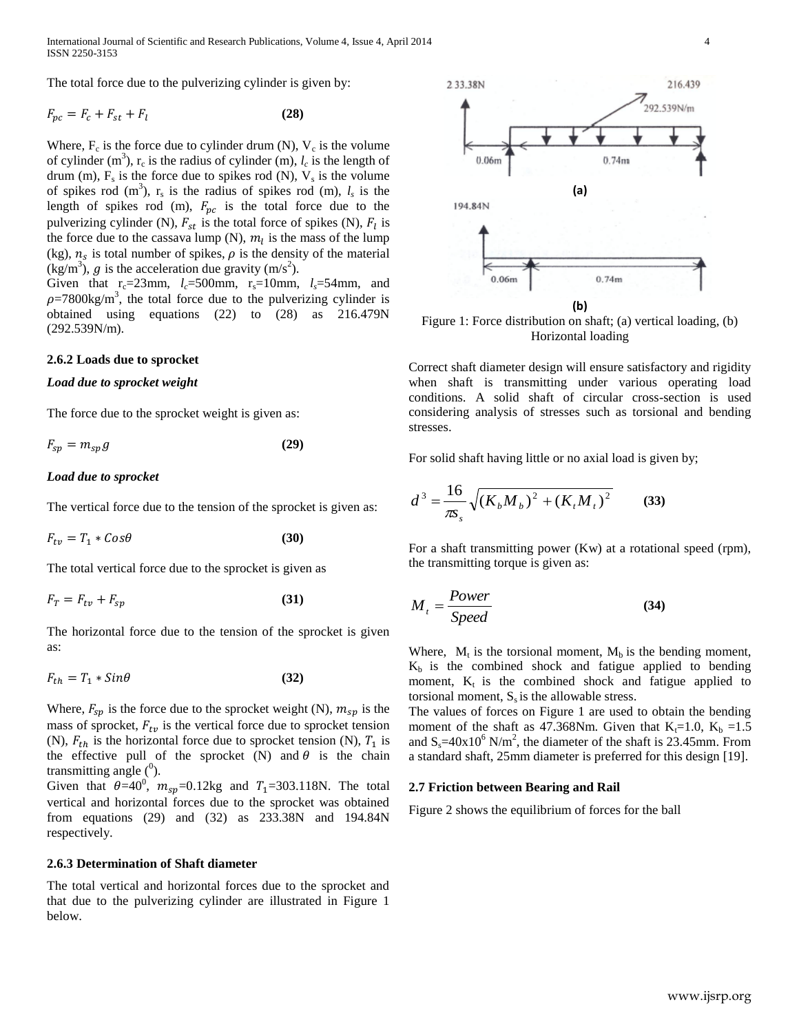The total force due to the pulverizing cylinder is given by:

$$F_{pc} = F_c + F_{st} + F_l \qquad \textbf{(28)}$$

Where, $F_c$ is the force due to cylinder drum (N), $V_c$ is the volume of cylinder ($m^3$), $r_c$ is the radius of cylinder (m), $l_c$ is the length of drum (m), $F_s$ is the force due to spikes rod (N), $V_s$ is the volume of spikes rod ($m^3$), $r_s$ is the radius of spikes rod (m), $l_s$ is the length of spikes rod (m), $F_{pc}$ is the total force due to the pulverizing cylinder (N), $F_{st}$ is the total force of spikes (N), $F_l$ is the force due to the cassava lump (N), $m_l$ is the mass of the lump (kg), $n_s$ is total number of spikes, $\rho$ is the density of the material (kg/$m^3$), $g$ is the acceleration due gravity (m/$s^2$).

Given that $r_c$=23mm, $l_c$=500mm, $r_s$=10mm, $l_s$=54mm, and $\rho$=7800kg/$m^3$, the total force due to the pulverizing cylinder is obtained using equations (22) to (28) as 216.479N (292.539N/m).

### 2.6.2 Loads due to sprocket

***Load due to sprocket weight***

The force due to the sprocket weight is given as:

$$F_{sp} = m_{sp}g \qquad \textbf{(29)}$$

***Load due to sprocket***

The vertical force due to the tension of the sprocket is given as:

$$F_{tv} = T_1 * Cos\theta \qquad \textbf{(30)}$$

The total vertical force due to the sprocket is given as

$$F_T = F_{tv} + F_{sp} \qquad \textbf{(31)}$$

The horizontal force due to the tension of the sprocket is given as:

$$F_{th} = T_1 * Sin\theta \qquad \textbf{(32)}$$

Where, $F_{sp}$ is the force due to the sprocket weight (N), $m_{sp}$ is the mass of sprocket, $F_{tv}$ is the vertical force due to sprocket tension (N), $F_{th}$ is the horizontal force due to sprocket tension (N), $T_1$ is the effective pull of the sprocket (N) and $\theta$ is the chain transmitting angle ($^0$).

Given that $\theta=40^0$, $m_{sp}$=0.12kg and $T_1$=303.118N. The total vertical and horizontal forces due to the sprocket was obtained from equations (29) and (32) as 233.38N and 194.84N respectively.

### 2.6.3 Determination of Shaft diameter

The total vertical and horizontal forces due to the sprocket and that due to the pulverizing cylinder are illustrated in Figure 1 below.

Figure 1: Force distribution on shaft; (a) vertical loading, (b) Horizontal loading

Correct shaft diameter design will ensure satisfactory and rigidity when shaft is transmitting under various operating load conditions. A solid shaft of circular cross-section is used considering analysis of stresses such as torsional and bending stresses.

For solid shaft having little or no axial load is given by;

$$d^3 = \frac{16}{\pi S_s}\sqrt{(K_b M_b)^2 + (K_t M_t)^2} \qquad \textbf{(33)}$$

For a shaft transmitting power (Kw) at a rotational speed (rpm), the transmitting torque is given as:

$$M_t = \frac{Power}{Speed} \qquad \textbf{(34)}$$

Where, $M_t$ is the torsional moment, $M_b$ is the bending moment, $K_b$ is the combined shock and fatigue applied to bending moment, $K_t$ is the combined shock and fatigue applied to torsional moment, $S_s$ is the allowable stress.

The values of forces on Figure 1 are used to obtain the bending moment of the shaft as 47.368Nm. Given that $K_t$=1.0, $K_b$ =1.5 and $S_s$=40x$10^6$ N/$m^2$, the diameter of the shaft is 23.45mm. From a standard shaft, 25mm diameter is preferred for this design [19].

### 2.7 Friction between Bearing and Rail

Figure 2 shows the equilibrium of forces for the ball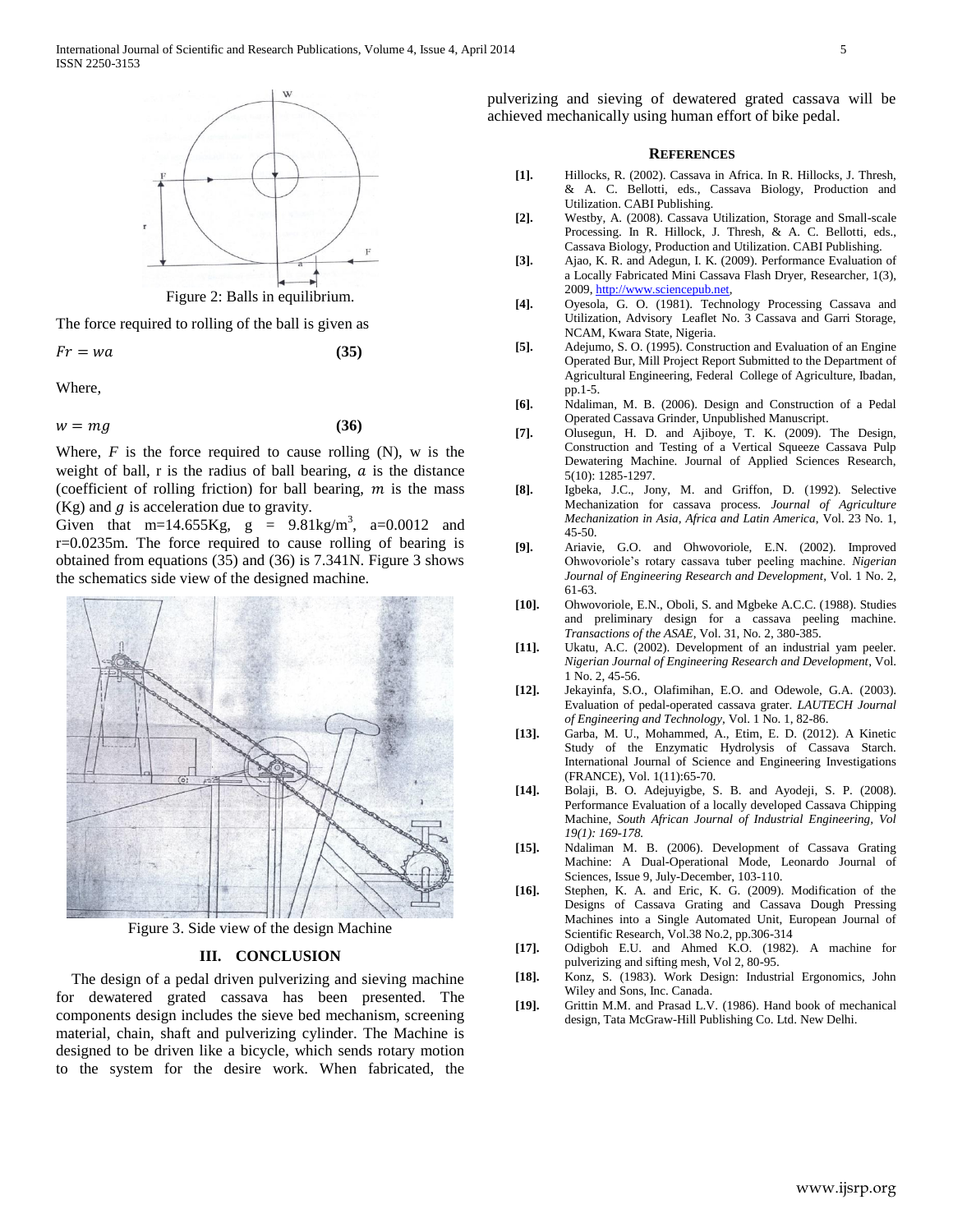Figure 2: Balls in equilibrium.

The force required to rolling of the ball is given as

$$Fr = wa \quad \textbf{(35)}$$

Where,

$$w = mg \quad \textbf{(36)}$$

Where, $F$ is the force required to cause rolling (N), w is the weight of ball, r is the radius of ball bearing, $a$ is the distance (coefficient of rolling friction) for ball bearing, $m$ is the mass (Kg) and $g$ is acceleration due to gravity.

Given that m=14.655Kg, g = 9.81kg/m$^3$, a=0.0012 and r=0.0235m. The force required to cause rolling of bearing is obtained from equations (35) and (36) is 7.341N. Figure 3 shows the schematics side view of the designed machine.

Figure 3. Side view of the design Machine

## III. CONCLUSION

The design of a pedal driven pulverizing and sieving machine for dewatered grated cassava has been presented. The components design includes the sieve bed mechanism, screening material, chain, shaft and pulverizing cylinder. The Machine is designed to be driven like a bicycle, which sends rotary motion to the system for the desire work. When fabricated, the pulverizing and sieving of dewatered grated cassava will be achieved mechanically using human effort of bike pedal.

## REFERENCES

[1]. Hillocks, R. (2002). Cassava in Africa. In R. Hillocks, J. Thresh, & A. C. Bellotti, eds., Cassava Biology, Production and Utilization. CABI Publishing.

[2]. Westby, A. (2008). Cassava Utilization, Storage and Small-scale Processing. In R. Hillock, J. Thresh, & A. C. Bellotti, eds., Cassava Biology, Production and Utilization. CABI Publishing.

[3]. Ajao, K. R. and Adegun, I. K. (2009). Performance Evaluation of a Locally Fabricated Mini Cassava Flash Dryer, Researcher, 1(3), 2009, http://www.sciencepub.net,

[4]. Oyesola, G. O. (1981). Technology Processing Cassava and Utilization, Advisory Leaflet No. 3 Cassava and Garri Storage, NCAM, Kwara State, Nigeria.

[5]. Adejumo, S. O. (1995). Construction and Evaluation of an Engine Operated Bur, Mill Project Report Submitted to the Department of Agricultural Engineering, Federal College of Agriculture, Ibadan, pp.1-5.

[6]. Ndaliman, M. B. (2006). Design and Construction of a Pedal Operated Cassava Grinder, Unpublished Manuscript.

[7]. Olusegun, H. D. and Ajiboye, T. K. (2009). The Design, Construction and Testing of a Vertical Squeeze Cassava Pulp Dewatering Machine. Journal of Applied Sciences Research, 5(10): 1285-1297.

[8]. Igbeka, J.C., Jony, M. and Griffon, D. (1992). Selective Mechanization for cassava process. *Journal of Agriculture Mechanization in Asia, Africa and Latin America*, Vol. 23 No. 1, 45-50.

[9]. Ariavie, G.O. and Ohwovoriole, E.N. (2002). Improved Ohwovoriole's rotary cassava tuber peeling machine. *Nigerian Journal of Engineering Research and Development*, Vol. 1 No. 2, 61-63.

[10]. Ohwovoriole, E.N., Oboli, S. and Mgbeke A.C.C. (1988). Studies and preliminary design for a cassava peeling machine. *Transactions of the ASAE*, Vol. 31, No. 2, 380-385.

[11]. Ukatu, A.C. (2002). Development of an industrial yam peeler. *Nigerian Journal of Engineering Research and Development*, Vol. 1 No. 2, 45-56.

[12]. Jekayinfa, S.O., Olafimihan, E.O. and Odewole, G.A. (2003). Evaluation of pedal-operated cassava grater. *LAUTECH Journal of Engineering and Technology*, Vol. 1 No. 1, 82-86.

[13]. Garba, M. U., Mohammed, A., Etim, E. D. (2012). A Kinetic Study of the Enzymatic Hydrolysis of Cassava Starch. International Journal of Science and Engineering Investigations (FRANCE), Vol. 1(11):65-70.

[14]. Bolaji, B. O. Adejuyigbe, S. B. and Ayodeji, S. P. (2008). Performance Evaluation of a locally developed Cassava Chipping Machine, *South African Journal of Industrial Engineering, Vol 19(1): 169-178.*

[15]. Ndaliman M. B. (2006). Development of Cassava Grating Machine: A Dual-Operational Mode, Leonardo Journal of Sciences, Issue 9, July-December, 103-110.

[16]. Stephen, K. A. and Eric, K. G. (2009). Modification of the Designs of Cassava Grating and Cassava Dough Pressing Machines into a Single Automated Unit, European Journal of Scientific Research, Vol.38 No.2, pp.306-314

[17]. Odigboh E.U. and Ahmed K.O. (1982). A machine for pulverizing and sifting mesh, Vol 2, 80-95.

[18]. Konz, S. (1983). Work Design: Industrial Ergonomics, John Wiley and Sons, Inc. Canada.

[19]. Grittin M.M. and Prasad L.V. (1986). Hand book of mechanical design, Tata McGraw-Hill Publishing Co. Ltd. New Delhi.